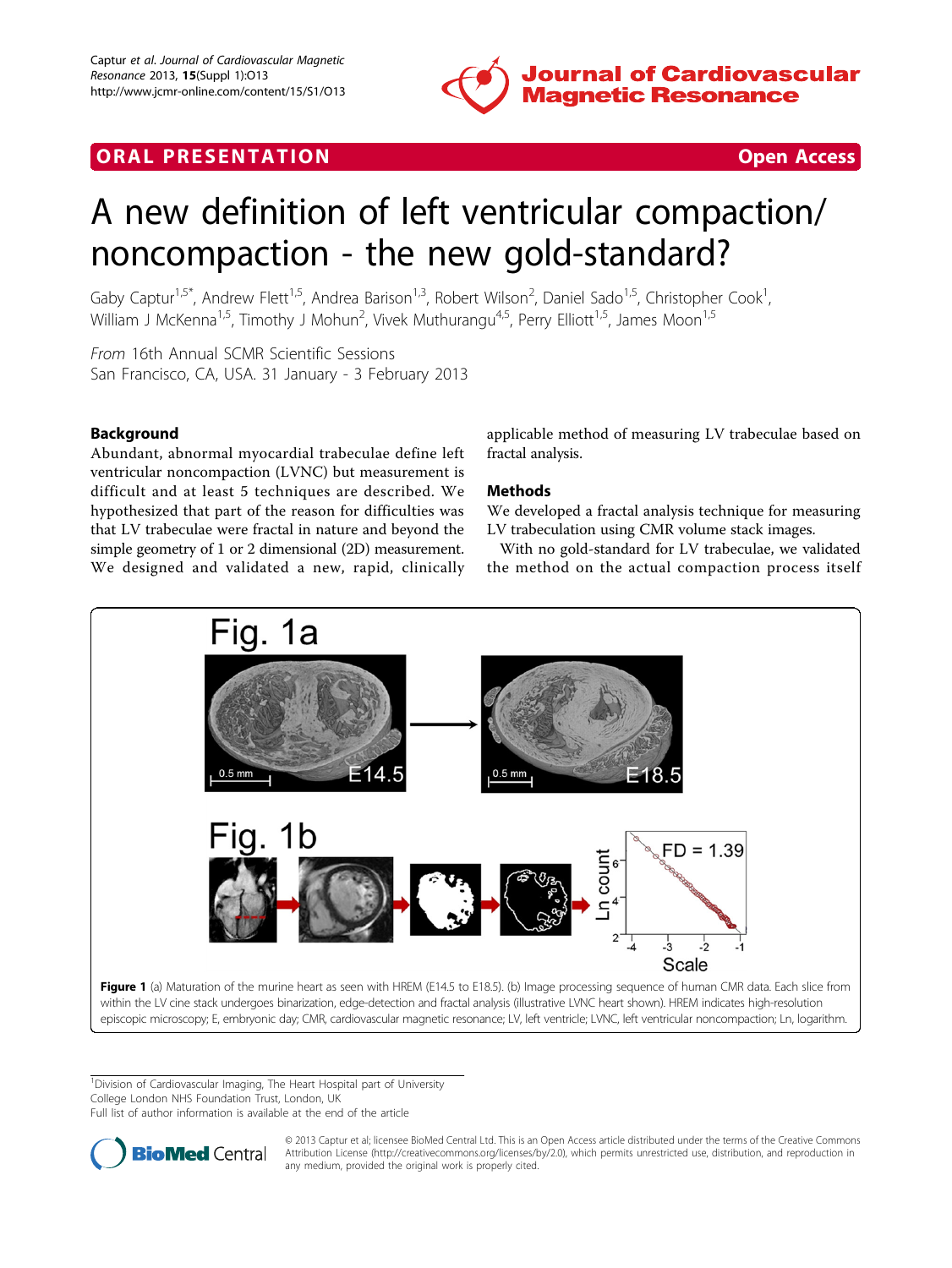ORAL PRESENTATION — Open Access

# A new definition of left ventricular compaction/ noncompaction - the new gold-standard?

Gaby Captur[1,5*], Andrew Flett[1,5], Andrea Barison[1,3], Robert Wilson[2], Daniel Sado[1,5], Christopher Cook[1], William J McKenna[1,5], Timothy J Mohun[2], Vivek Muthurangu[4,5], Perry Elliott[1,5], James Moon[1,5]

*From* 16th Annual SCMR Scientific Sessions
San Francisco, CA, USA. 31 January - 3 February 2013

## Background

Abundant, abnormal myocardial trabeculae define left ventricular noncompaction (LVNC) but measurement is difficult and at least 5 techniques are described. We hypothesized that part of the reason for difficulties was that LV trabeculae were fractal in nature and beyond the simple geometry of 1 or 2 dimensional (2D) measurement. We designed and validated a new, rapid, clinically applicable method of measuring LV trabeculae based on fractal analysis.

## Methods

We developed a fractal analysis technique for measuring LV trabeculation using CMR volume stack images.

With no gold-standard for LV trabeculae, we validated the method on the actual compaction process itself

**Figure 1** (a) Maturation of the murine heart as seen with HREM (E14.5 to E18.5). (b) Image processing sequence of human CMR data. Each slice from within the LV cine stack undergoes binarization, edge-detection and fractal analysis (illustrative LVNC heart shown). HREM indicates high-resolution episcopic microscopy; E, embryonic day; CMR, cardiovascular magnetic resonance; LV, left ventricle; LVNC, left ventricular noncompaction; Ln, logarithm.

[1]Division of Cardiovascular Imaging, The Heart Hospital part of University College London NHS Foundation Trust, London, UK
Full list of author information is available at the end of the article

© 2013 Captur et al; licensee BioMed Central Ltd. This is an Open Access article distributed under the terms of the Creative Commons Attribution License (http://creativecommons.org/licenses/by/2.0), which permits unrestricted use, distribution, and reproduction in any medium, provided the original work is properly cited.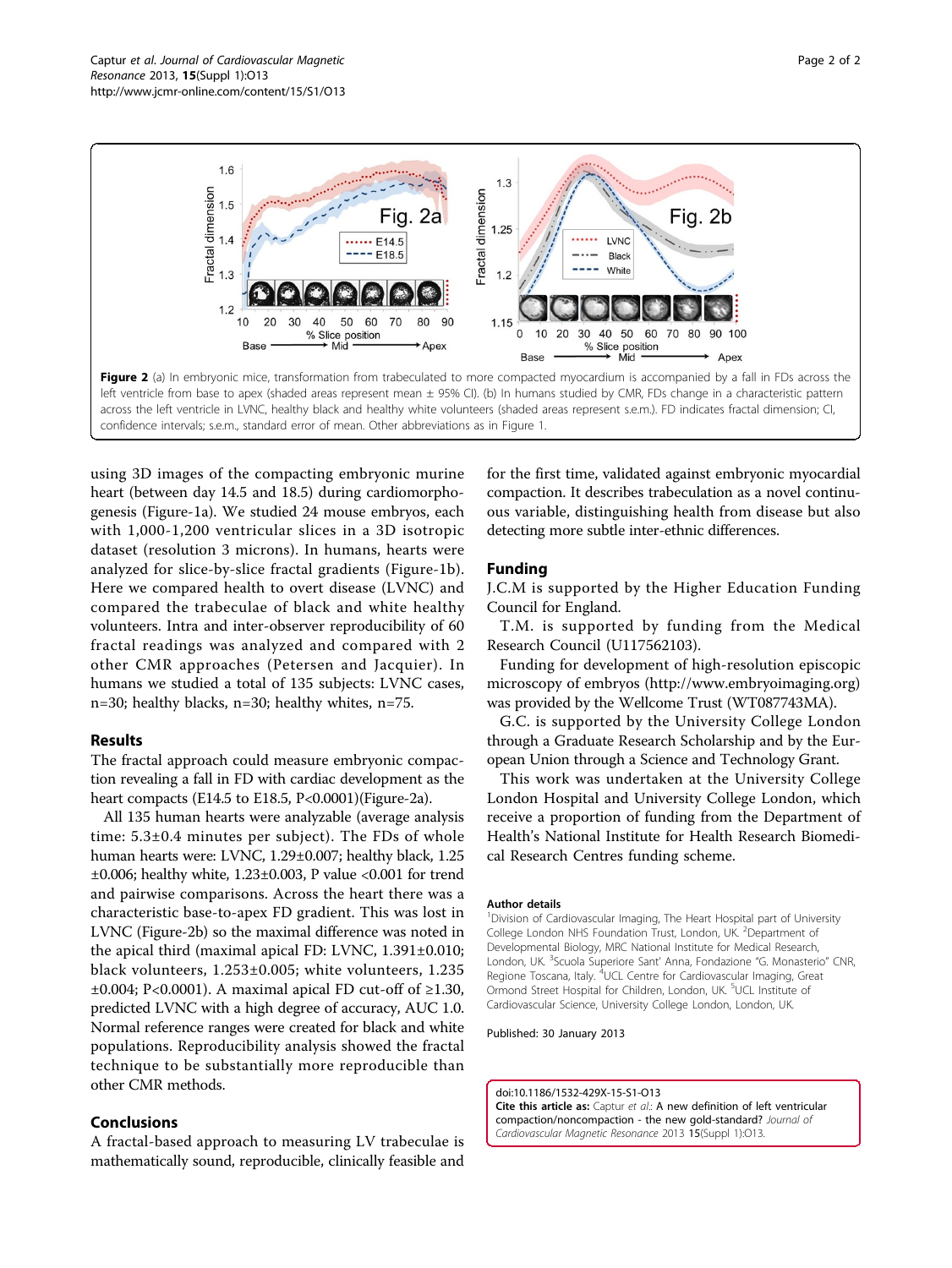Fig. 2a

1.6
1.5
1.4
1.3
1.2

Fractal dimension

E14.5
E18.5

10 20 30 40 50 60 70 80 90
% Slice position
Base → Mid → Apex

Fig. 2b

1.3
1.25
1.2
1.15

Fractal dimension

LVNC
Black
White

0 10 20 30 40 50 60 70 80 90 100
% Slice position
Base → Mid → Apex

**Figure 2** (a) In embryonic mice, transformation from trabeculated to more compacted myocardium is accompanied by a fall in FDs across the left ventricle from base to apex (shaded areas represent mean ± 95% CI). (b) In humans studied by CMR, FDs change in a characteristic pattern across the left ventricle in LVNC, healthy black and healthy white volunteers (shaded areas represent s.e.m.). FD indicates fractal dimension; CI, confidence intervals; s.e.m., standard error of mean. Other abbreviations as in Figure 1.

using 3D images of the compacting embryonic murine heart (between day 14.5 and 18.5) during cardiomorphogenesis (Figure-1a). We studied 24 mouse embryos, each with 1,000-1,200 ventricular slices in a 3D isotropic dataset (resolution 3 microns). In humans, hearts were analyzed for slice-by-slice fractal gradients (Figure-1b). Here we compared health to overt disease (LVNC) and compared the trabeculae of black and white healthy volunteers. Intra and inter-observer reproducibility of 60 fractal readings was analyzed and compared with 2 other CMR approaches (Petersen and Jacquier). In humans we studied a total of 135 subjects: LVNC cases, n=30; healthy blacks, n=30; healthy whites, n=75.

## Results

The fractal approach could measure embryonic compaction revealing a fall in FD with cardiac development as the heart compacts (E14.5 to E18.5, P<0.0001)(Figure-2a).

All 135 human hearts were analyzable (average analysis time: 5.3±0.4 minutes per subject). The FDs of whole human hearts were: LVNC, 1.29±0.007; healthy black, 1.25 ±0.006; healthy white, 1.23±0.003, P value <0.001 for trend and pairwise comparisons. Across the heart there was a characteristic base-to-apex FD gradient. This was lost in LVNC (Figure-2b) so the maximal difference was noted in the apical third (maximal apical FD: LVNC, 1.391±0.010; black volunteers, 1.253±0.005; white volunteers, 1.235 ±0.004; P<0.0001). A maximal apical FD cut-off of ≥1.30, predicted LVNC with a high degree of accuracy, AUC 1.0. Normal reference ranges were created for black and white populations. Reproducibility analysis showed the fractal technique to be substantially more reproducible than other CMR methods.

## Conclusions

A fractal-based approach to measuring LV trabeculae is mathematically sound, reproducible, clinically feasible and for the first time, validated against embryonic myocardial compaction. It describes trabeculation as a novel continuous variable, distinguishing health from disease but also detecting more subtle inter-ethnic differences.

## Funding

J.C.M is supported by the Higher Education Funding Council for England.

T.M. is supported by funding from the Medical Research Council (U117562103).

Funding for development of high-resolution episcopic microscopy of embryos (http://www.embryoimaging.org) was provided by the Wellcome Trust (WT087743MA).

G.C. is supported by the University College London through a Graduate Research Scholarship and by the European Union through a Science and Technology Grant.

This work was undertaken at the University College London Hospital and University College London, which receive a proportion of funding from the Department of Health's National Institute for Health Research Biomedical Research Centres funding scheme.

### Author details

[1]Division of Cardiovascular Imaging, The Heart Hospital part of University College London NHS Foundation Trust, London, UK. [2]Department of Developmental Biology, MRC National Institute for Medical Research, London, UK. [3]Scuola Superiore Sant' Anna, Fondazione "G. Monasterio" CNR, Regione Toscana, Italy. [4]UCL Centre for Cardiovascular Imaging, Great Ormond Street Hospital for Children, London, UK. [5]UCL Institute of Cardiovascular Science, University College London, London, UK.

Published: 30 January 2013

doi:10.1186/1532-429X-15-S1-O13
**Cite this article as:** Captur *et al.*: A new definition of left ventricular compaction/noncompaction - the new gold-standard? *Journal of Cardiovascular Magnetic Resonance* 2013 **15**(Suppl 1):O13.